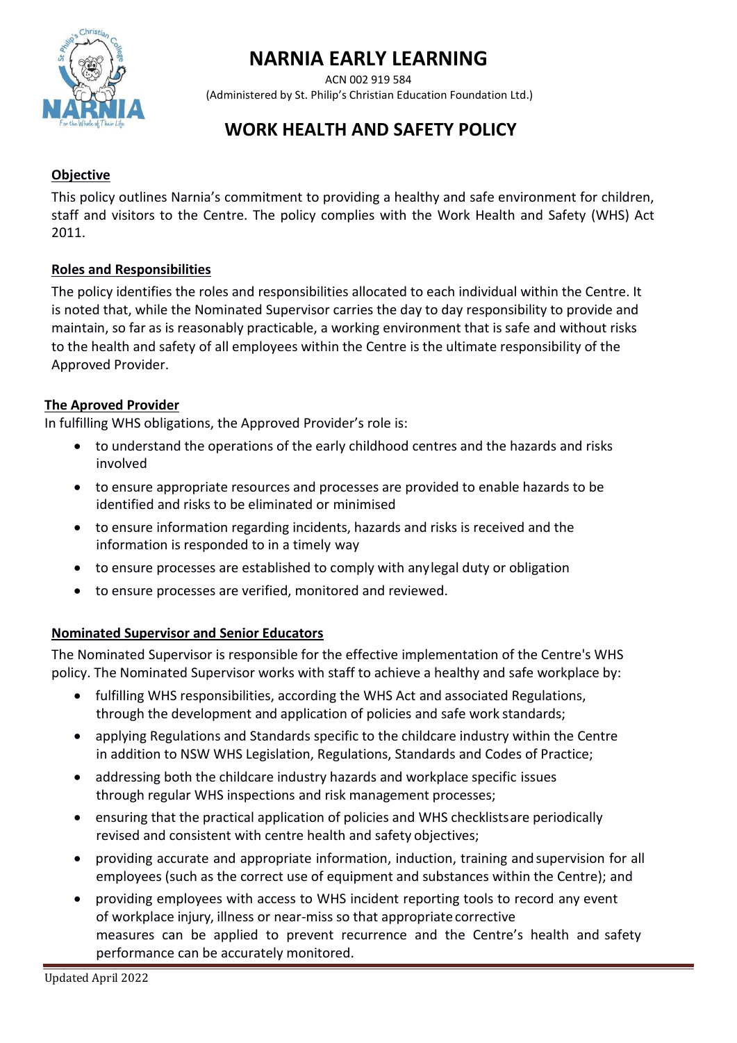# NARNIA EARLY LEARNING

ACN 002 919 584
(Administered by St. Philip's Christian Education Foundation Ltd.)

## WORK HEALTH AND SAFETY POLICY

### Objective

This policy outlines Narnia's commitment to providing a healthy and safe environment for children, staff and visitors to the Centre. The policy complies with the Work Health and Safety (WHS) Act 2011.

### Roles and Responsibilities

The policy identifies the roles and responsibilities allocated to each individual within the Centre. It is noted that, while the Nominated Supervisor carries the day to day responsibility to provide and maintain, so far as is reasonably practicable, a working environment that is safe and without risks to the health and safety of all employees within the Centre is the ultimate responsibility of the Approved Provider.

### The Aproved Provider

In fulfilling WHS obligations, the Approved Provider's role is:

- to understand the operations of the early childhood centres and the hazards and risks involved
- to ensure appropriate resources and processes are provided to enable hazards to be identified and risks to be eliminated or minimised
- to ensure information regarding incidents, hazards and risks is received and the information is responded to in a timely way
- to ensure processes are established to comply with any legal duty or obligation
- to ensure processes are verified, monitored and reviewed.

### Nominated Supervisor and Senior Educators

The Nominated Supervisor is responsible for the effective implementation of the Centre's WHS policy. The Nominated Supervisor works with staff to achieve a healthy and safe workplace by:

- fulfilling WHS responsibilities, according the WHS Act and associated Regulations, through the development and application of policies and safe work standards;
- applying Regulations and Standards specific to the childcare industry within the Centre in addition to NSW WHS Legislation, Regulations, Standards and Codes of Practice;
- addressing both the childcare industry hazards and workplace specific issues through regular WHS inspections and risk management processes;
- ensuring that the practical application of policies and WHS checklists are periodically revised and consistent with centre health and safety objectives;
- providing accurate and appropriate information, induction, training and supervision for all employees (such as the correct use of equipment and substances within the Centre); and
- providing employees with access to WHS incident reporting tools to record any event of workplace injury, illness or near-miss so that appropriate corrective measures can be applied to prevent recurrence and the Centre's health and safety performance can be accurately monitored.

Updated April 2022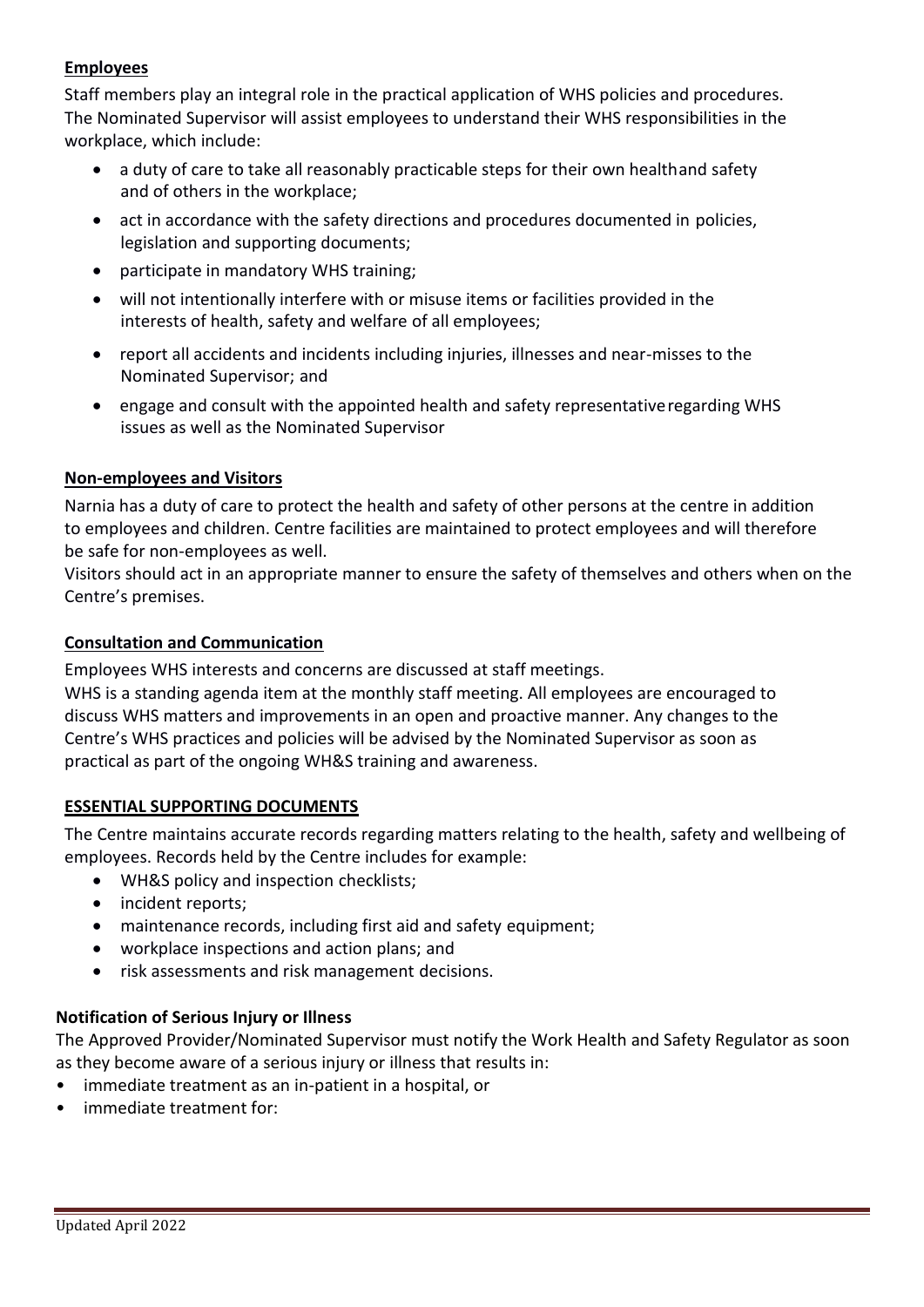**Employees**

Staff members play an integral role in the practical application of WHS policies and procedures. The Nominated Supervisor will assist employees to understand their WHS responsibilities in the workplace, which include:

- a duty of care to take all reasonably practicable steps for their own healthand safety and of others in the workplace;
- act in accordance with the safety directions and procedures documented in policies, legislation and supporting documents;
- participate in mandatory WHS training;
- will not intentionally interfere with or misuse items or facilities provided in the interests of health, safety and welfare of all employees;
- report all accidents and incidents including injuries, illnesses and near-misses to the Nominated Supervisor; and
- engage and consult with the appointed health and safety representativeregarding WHS issues as well as the Nominated Supervisor

**Non-employees and Visitors**

Narnia has a duty of care to protect the health and safety of other persons at the centre in addition to employees and children. Centre facilities are maintained to protect employees and will therefore be safe for non-employees as well.

Visitors should act in an appropriate manner to ensure the safety of themselves and others when on the Centre's premises.

**Consultation and Communication**

Employees WHS interests and concerns are discussed at staff meetings.

WHS is a standing agenda item at the monthly staff meeting. All employees are encouraged to discuss WHS matters and improvements in an open and proactive manner. Any changes to the Centre's WHS practices and policies will be advised by the Nominated Supervisor as soon as practical as part of the ongoing WH&S training and awareness.

**ESSENTIAL SUPPORTING DOCUMENTS**

The Centre maintains accurate records regarding matters relating to the health, safety and wellbeing of employees. Records held by the Centre includes for example:

- WH&S policy and inspection checklists;
- incident reports;
- maintenance records, including first aid and safety equipment;
- workplace inspections and action plans; and
- risk assessments and risk management decisions.

**Notification of Serious Injury or Illness**

The Approved Provider/Nominated Supervisor must notify the Work Health and Safety Regulator as soon as they become aware of a serious injury or illness that results in:

- immediate treatment as an in-patient in a hospital, or
- immediate treatment for: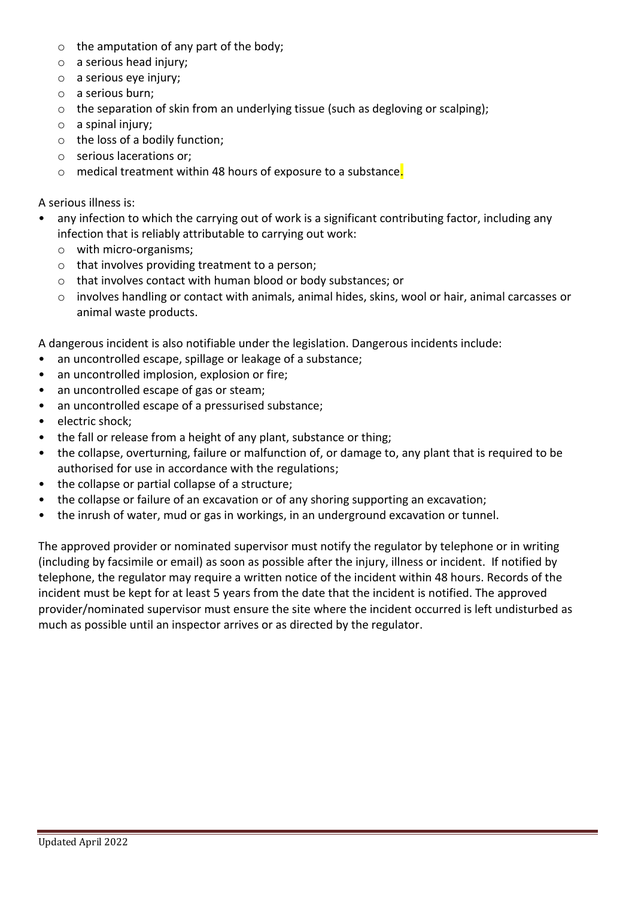- the amputation of any part of the body;
  - a serious head injury;
  - a serious eye injury;
  - a serious burn;
  - the separation of skin from an underlying tissue (such as degloving or scalping);
  - a spinal injury;
  - the loss of a bodily function;
  - serious lacerations or;
  - medical treatment within 48 hours of exposure to a substance.

A serious illness is:

- any infection to which the carrying out of work is a significant contributing factor, including any infection that is reliably attributable to carrying out work:
  - with micro-organisms;
  - that involves providing treatment to a person;
  - that involves contact with human blood or body substances; or
  - involves handling or contact with animals, animal hides, skins, wool or hair, animal carcasses or animal waste products.

A dangerous incident is also notifiable under the legislation. Dangerous incidents include:

- an uncontrolled escape, spillage or leakage of a substance;
- an uncontrolled implosion, explosion or fire;
- an uncontrolled escape of gas or steam;
- an uncontrolled escape of a pressurised substance;
- electric shock;
- the fall or release from a height of any plant, substance or thing;
- the collapse, overturning, failure or malfunction of, or damage to, any plant that is required to be authorised for use in accordance with the regulations;
- the collapse or partial collapse of a structure;
- the collapse or failure of an excavation or of any shoring supporting an excavation;
- the inrush of water, mud or gas in workings, in an underground excavation or tunnel.

The approved provider or nominated supervisor must notify the regulator by telephone or in writing (including by facsimile or email) as soon as possible after the injury, illness or incident. If notified by telephone, the regulator may require a written notice of the incident within 48 hours. Records of the incident must be kept for at least 5 years from the date that the incident is notified. The approved provider/nominated supervisor must ensure the site where the incident occurred is left undisturbed as much as possible until an inspector arrives or as directed by the regulator.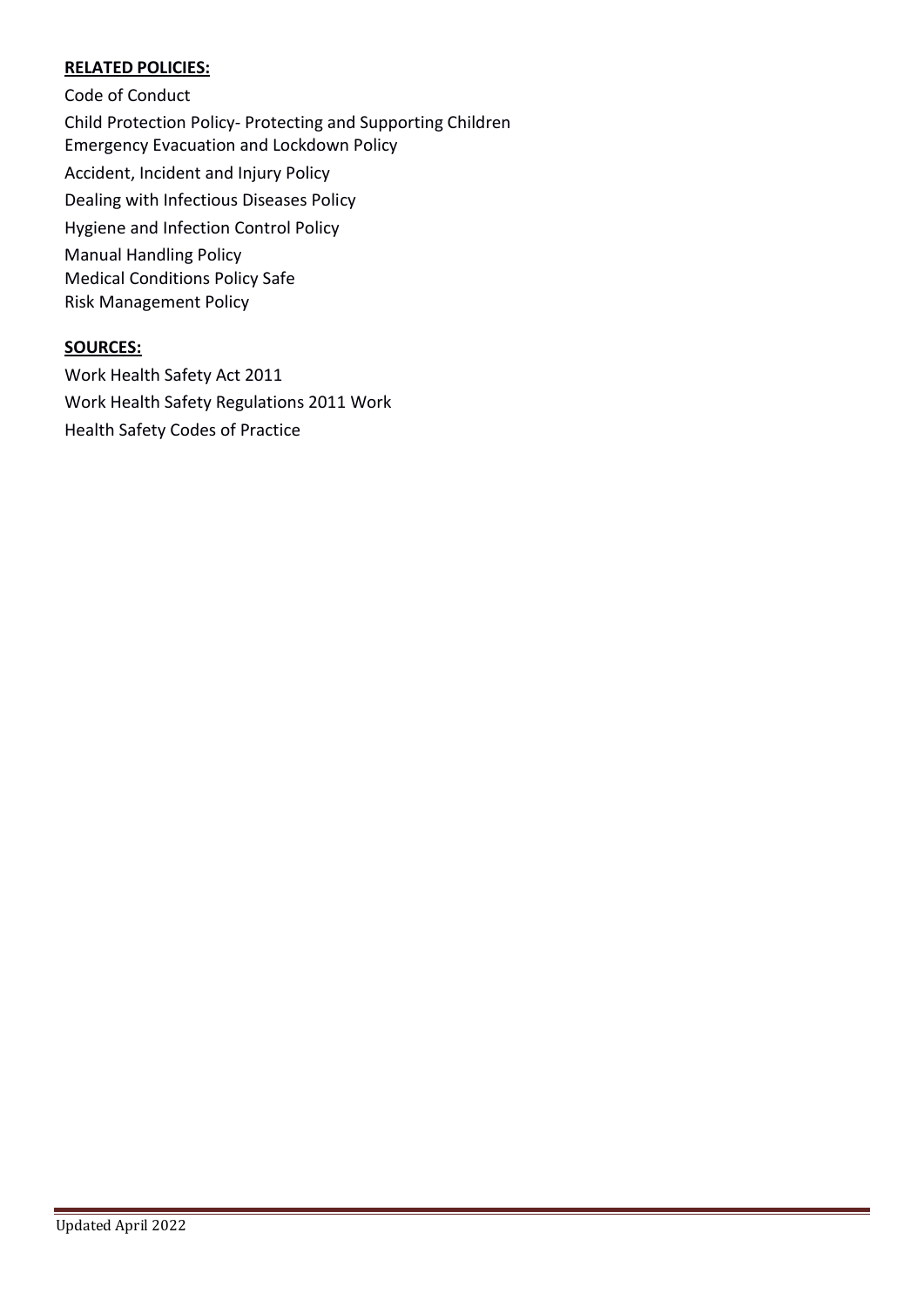**RELATED POLICIES:**

Code of Conduct

Child Protection Policy- Protecting and Supporting Children

Emergency Evacuation and Lockdown Policy

Accident, Incident and Injury Policy

Dealing with Infectious Diseases Policy

Hygiene and Infection Control Policy

Manual Handling Policy

Medical Conditions Policy Safe

Risk Management Policy

**SOURCES:**

Work Health Safety Act 2011

Work Health Safety Regulations 2011 Work

Health Safety Codes of Practice